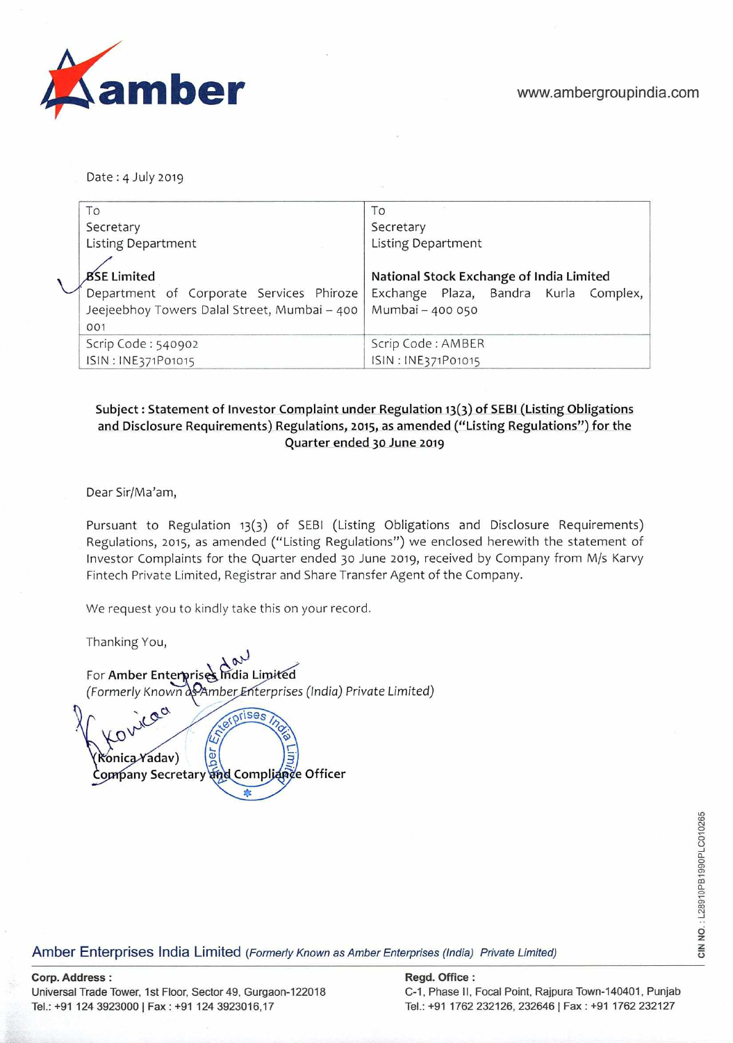Date : 4 July 2019

| To<br>Secretary<br>Listing Department<br><br>**BSE Limited**<br>Department of Corporate Services Phiroze Jeejeebhoy Towers Dalal Street, Mumbai – 400 001 | To<br>Secretary<br>Listing Department<br><br>**National Stock Exchange of India Limited**<br>Exchange Plaza, Bandra Kurla Complex, Mumbai – 400 050 |
|---|---|
| Scrip Code : 540902<br>ISIN : INE371P01015 | Scrip Code : AMBER<br>ISIN : INE371P01015 |

**Subject : Statement of Investor Complaint under Regulation 13(3) of SEBI (Listing Obligations and Disclosure Requirements) Regulations, 2015, as amended ("Listing Regulations") for the Quarter ended 30 June 2019**

Dear Sir/Ma'am,

Pursuant to Regulation 13(3) of SEBI (Listing Obligations and Disclosure Requirements) Regulations, 2015, as amended ("Listing Regulations") we enclosed herewith the statement of Investor Complaints for the Quarter ended 30 June 2019, received by Company from M/s Karvy Fintech Private Limited, Registrar and Share Transfer Agent of the Company.

We request you to kindly take this on your record.

Thanking You,

For **Amber Enterprises India Limited**
*(Formerly Known as Amber Enterprises (India) Private Limited)*

**(Konica Yadav)**
**Company Secretary and Compliance Officer**

CIN NO. : L28910PB1990PLC010265

Amber Enterprises India Limited *(Formerly Known as Amber Enterprises (India) Private Limited)*

**Corp. Address :**
Universal Trade Tower, 1st Floor, Sector 49, Gurgaon-122018
Tel.: +91 124 3923000 | Fax : +91 124 3923016,17

**Regd. Office :**
C-1, Phase II, Focal Point, Rajpura Town-140401, Punjab
Tel.: +91 1762 232126, 232646 | Fax : +91 1762 232127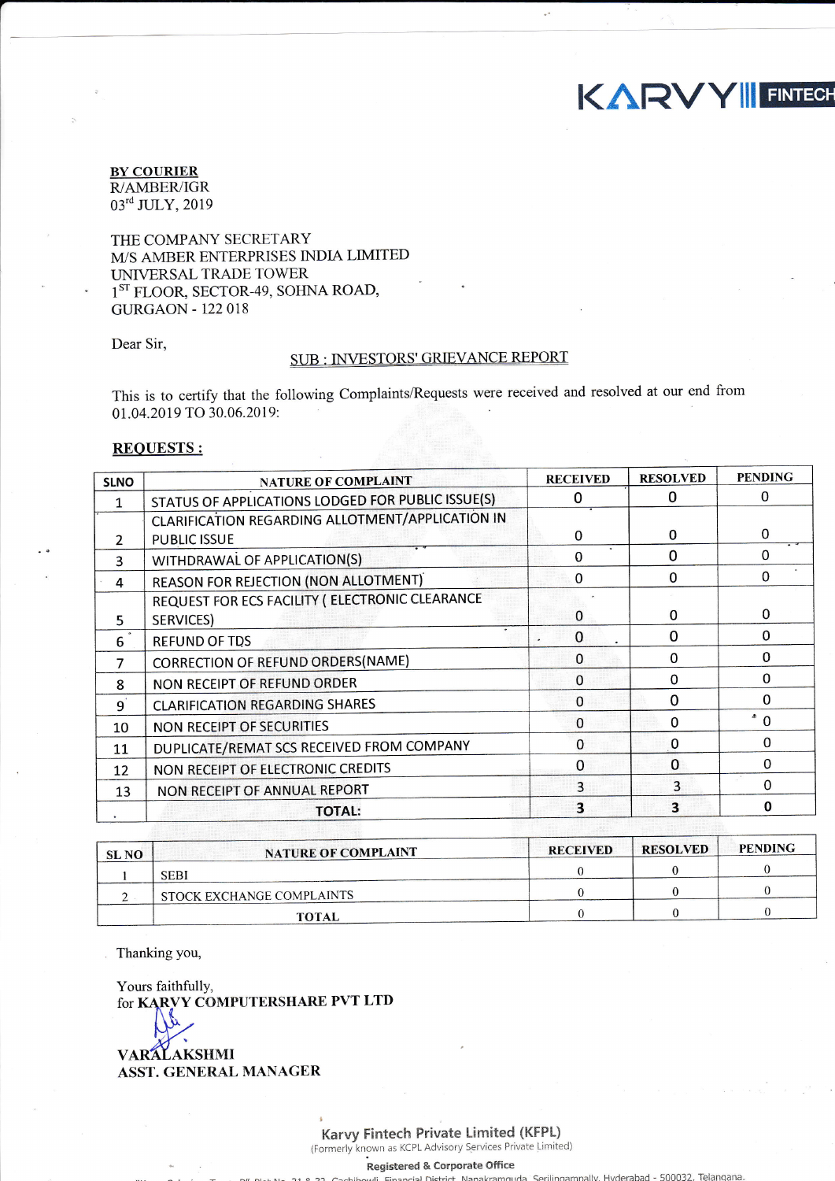KARVY FINTECH

**BY COURIER**
R/AMBER/IGR
03rd JULY, 2019

THE COMPANY SECRETARY
M/S AMBER ENTERPRISES INDIA LIMITED
UNIVERSAL TRADE TOWER
1ST FLOOR, SECTOR-49, SOHNA ROAD,
GURGAON - 122 018

Dear Sir,

SUB : INVESTORS' GRIEVANCE REPORT

This is to certify that the following Complaints/Requests were received and resolved at our end from 01.04.2019 TO 30.06.2019:

**REQUESTS :**

| SLNO | NATURE OF COMPLAINT | RECEIVED | RESOLVED | PENDING |
|---|---|---|---|---|
| 1 | STATUS OF APPLICATIONS LODGED FOR PUBLIC ISSUE(S) | 0 | 0 | 0 |
| 2 | CLARIFICATION REGARDING ALLOTMENT/APPLICATION IN PUBLIC ISSUE | 0 | 0 | 0 |
| 3 | WITHDRAWAL OF APPLICATION(S) | 0 | 0 | 0 |
| 4 | REASON FOR REJECTION (NON ALLOTMENT) | 0 | 0 | 0 |
| 5 | REQUEST FOR ECS FACILITY ( ELECTRONIC CLEARANCE SERVICES) | 0 | 0 | 0 |
| 6 | REFUND OF TDS | 0 | 0 | 0 |
| 7 | CORRECTION OF REFUND ORDERS(NAME) | 0 | 0 | 0 |
| 8 | NON RECEIPT OF REFUND ORDER | 0 | 0 | 0 |
| 9 | CLARIFICATION REGARDING SHARES | 0 | 0 | 0 |
| 10 | NON RECEIPT OF SECURITIES | 0 | 0 | 0 |
| 11 | DUPLICATE/REMAT SCS RECEIVED FROM COMPANY | 0 | 0 | 0 |
| 12 | NON RECEIPT OF ELECTRONIC CREDITS | 0 | 0 | 0 |
| 13 | NON RECEIPT OF ANNUAL REPORT | 3 | 3 | 0 |
| | **TOTAL:** | **3** | **3** | **0** |

| SL NO | NATURE OF COMPLAINT | RECEIVED | RESOLVED | PENDING |
|---|---|---|---|---|
| 1 | SEBI | 0 | 0 | 0 |
| 2 | STOCK EXCHANGE COMPLAINTS | 0 | 0 | 0 |
| | TOTAL | 0 | 0 | 0 |

Thanking you,

Yours faithfully,
for **KARVY COMPUTERSHARE PVT LTD**

**VARALAKSHMI**
**ASST. GENERAL MANAGER**

Karvy Fintech Private Limited (KFPL)
(Formerly known as KCPL Advisory Services Private Limited)
Registered & Corporate Office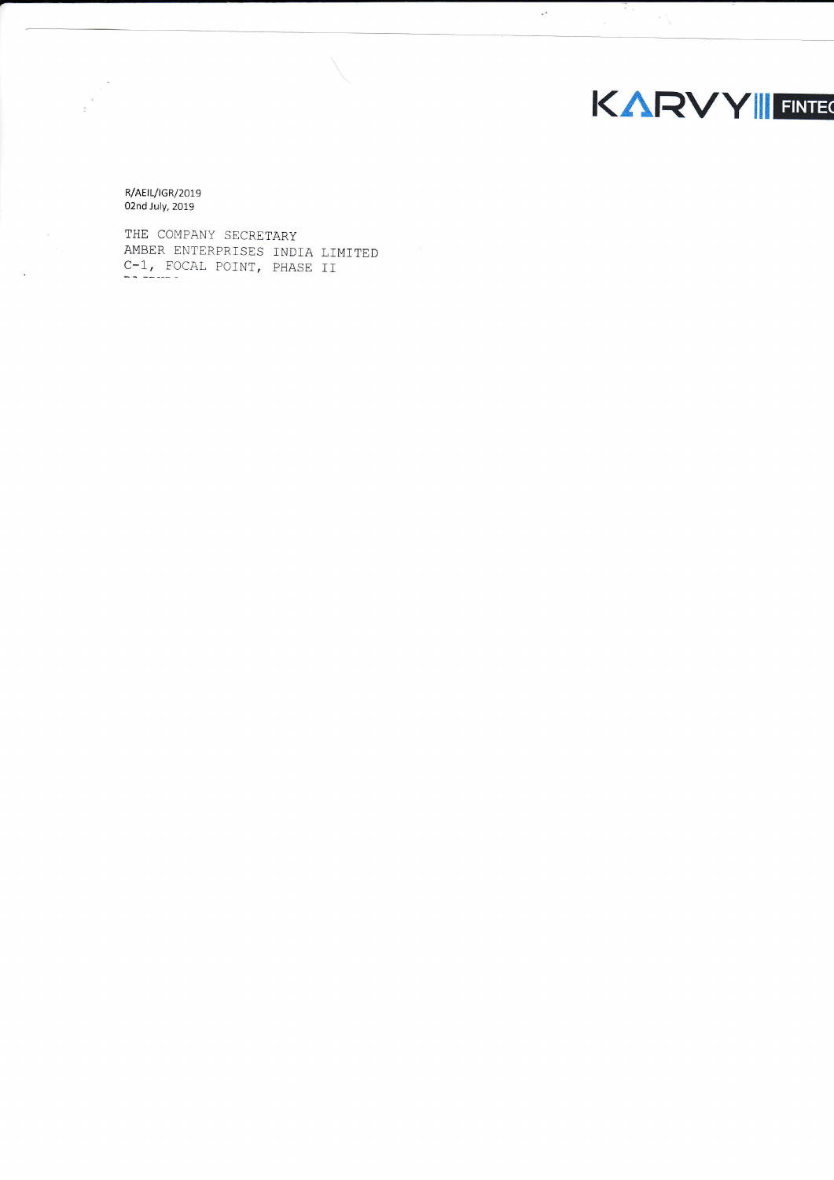KARVY FINTEC

R/AEIL/IGR/2019
02nd July, 2019

THE COMPANY SECRETARY
AMBER ENTERPRISES INDIA LIMITED
C-1, FOCAL POINT, PHASE II